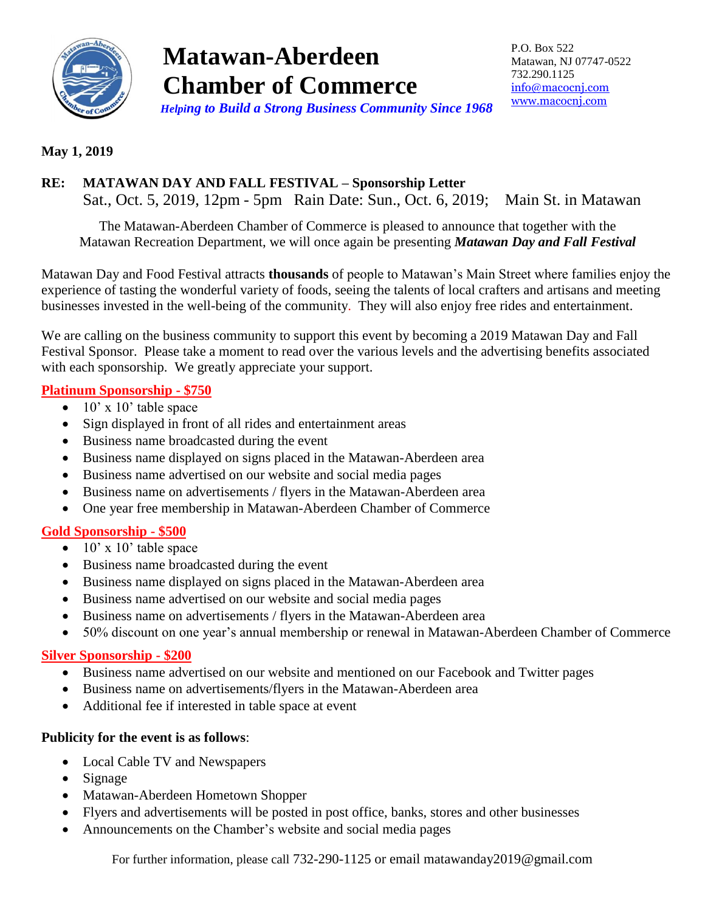# Matawan-Aberdeen Chamber of Commerce

*Helping to Build a Strong Business Community Since 1968*

P.O. Box 522
Matawan, NJ 07747-0522
732.290.1125
info@macocnj.com
www.macocnj.com

**May 1, 2019**

**RE: MATAWAN DAY AND FALL FESTIVAL – Sponsorship Letter**
Sat., Oct. 5, 2019, 12pm - 5pm Rain Date: Sun., Oct. 6, 2019; Main St. in Matawan

The Matawan-Aberdeen Chamber of Commerce is pleased to announce that together with the Matawan Recreation Department, we will once again be presenting ***Matawan Day and Fall Festival***

Matawan Day and Food Festival attracts **thousands** of people to Matawan's Main Street where families enjoy the experience of tasting the wonderful variety of foods, seeing the talents of local crafters and artisans and meeting businesses invested in the well-being of the community. They will also enjoy free rides and entertainment.

We are calling on the business community to support this event by becoming a 2019 Matawan Day and Fall Festival Sponsor. Please take a moment to read over the various levels and the advertising benefits associated with each sponsorship. We greatly appreciate your support.

**Platinum Sponsorship - $750**

- 10' x 10' table space
- Sign displayed in front of all rides and entertainment areas
- Business name broadcasted during the event
- Business name displayed on signs placed in the Matawan-Aberdeen area
- Business name advertised on our website and social media pages
- Business name on advertisements / flyers in the Matawan-Aberdeen area
- One year free membership in Matawan-Aberdeen Chamber of Commerce

**Gold Sponsorship - $500**

- 10' x 10' table space
- Business name broadcasted during the event
- Business name displayed on signs placed in the Matawan-Aberdeen area
- Business name advertised on our website and social media pages
- Business name on advertisements / flyers in the Matawan-Aberdeen area
- 50% discount on one year's annual membership or renewal in Matawan-Aberdeen Chamber of Commerce

**Silver Sponsorship - $200**

- Business name advertised on our website and mentioned on our Facebook and Twitter pages
- Business name on advertisements/flyers in the Matawan-Aberdeen area
- Additional fee if interested in table space at event

**Publicity for the event is as follows**:

- Local Cable TV and Newspapers
- Signage
- Matawan-Aberdeen Hometown Shopper
- Flyers and advertisements will be posted in post office, banks, stores and other businesses
- Announcements on the Chamber's website and social media pages

For further information, please call 732-290-1125 or email matawanday2019@gmail.com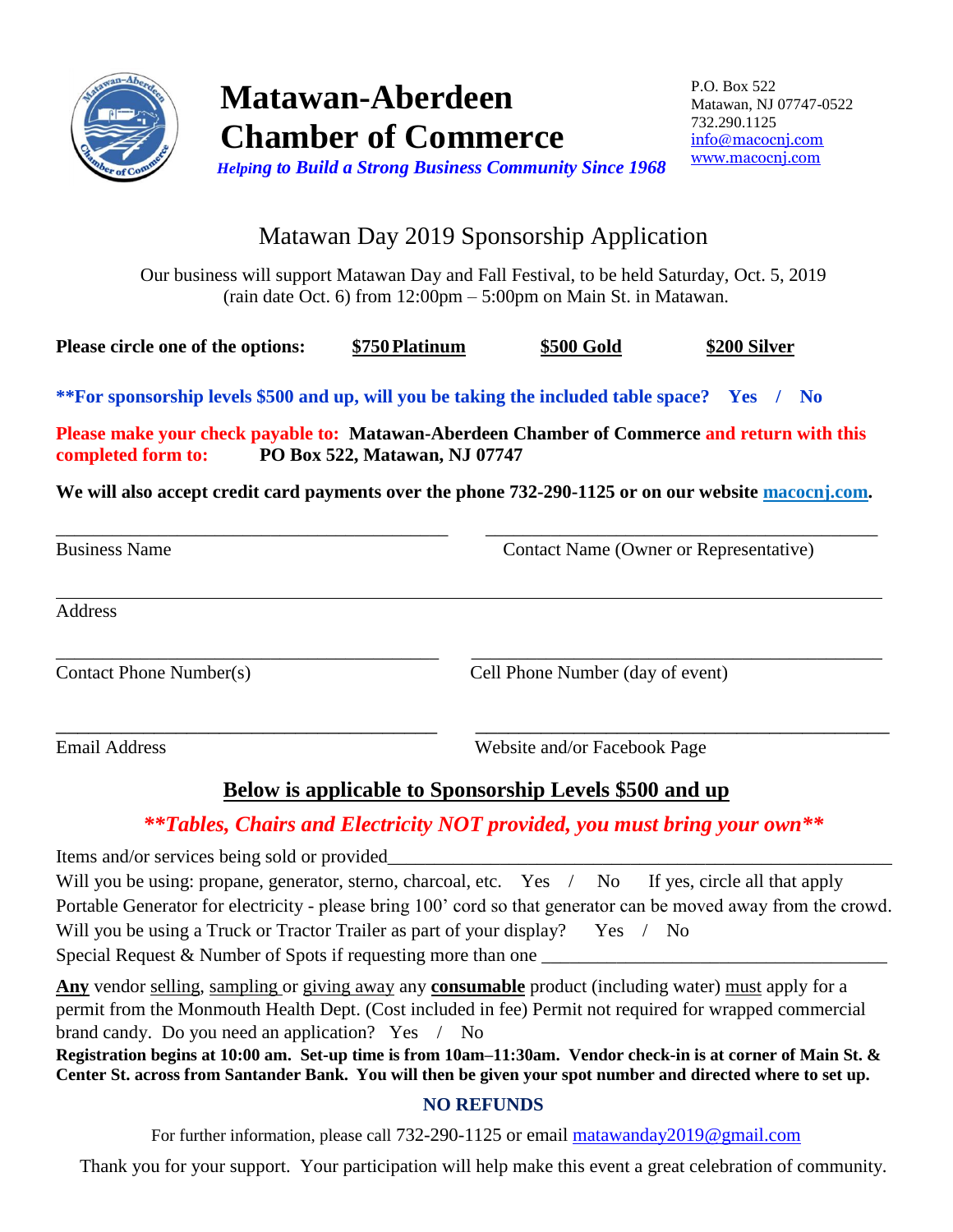# Matawan-Aberdeen Chamber of Commerce

*Helping to Build a Strong Business Community Since 1968*

P.O. Box 522
Matawan, NJ 07747-0522
732.290.1125
info@macocnj.com
www.macocnj.com

## Matawan Day 2019 Sponsorship Application

Our business will support Matawan Day and Fall Festival, to be held Saturday, Oct. 5, 2019 (rain date Oct. 6) from 12:00pm – 5:00pm on Main St. in Matawan.

**Please circle one of the options:** **$750 Platinum** **$500 Gold** **$200 Silver**

****For sponsorship levels $500 and up, will you be taking the included table space? Yes / No**

**Please make your check payable to: Matawan-Aberdeen Chamber of Commerce and return with this completed form to: PO Box 522, Matawan, NJ 07747**

**We will also accept credit card payments over the phone 732-290-1125 or on our website macocnj.com.**

\_\_\_\_\_\_\_\_\_\_\_\_\_\_\_\_\_\_\_\_\_\_\_\_\_\_\_\_\_\_\_\_\_\_\_\_\_\_ \_\_\_\_\_\_\_\_\_\_\_\_\_\_\_\_\_\_\_\_\_\_\_\_\_\_\_\_\_\_\_\_\_\_\_\_\_\_
Business Name Contact Name (Owner or Representative)

\_\_\_\_\_\_\_\_\_\_\_\_\_\_\_\_\_\_\_\_\_\_\_\_\_\_\_\_\_\_\_\_\_\_\_\_\_\_\_\_\_\_\_\_\_\_\_\_\_\_\_\_\_\_\_\_\_\_\_\_\_\_\_\_\_\_\_\_\_\_\_\_\_\_\_\_
Address

\_\_\_\_\_\_\_\_\_\_\_\_\_\_\_\_\_\_\_\_\_\_\_\_\_\_\_\_\_\_\_\_\_\_\_\_\_\_ \_\_\_\_\_\_\_\_\_\_\_\_\_\_\_\_\_\_\_\_\_\_\_\_\_\_\_\_\_\_\_\_\_\_\_\_\_\_
Contact Phone Number(s) Cell Phone Number (day of event)

\_\_\_\_\_\_\_\_\_\_\_\_\_\_\_\_\_\_\_\_\_\_\_\_\_\_\_\_\_\_\_\_\_\_\_\_\_\_ \_\_\_\_\_\_\_\_\_\_\_\_\_\_\_\_\_\_\_\_\_\_\_\_\_\_\_\_\_\_\_\_\_\_\_\_\_\_
Email Address Website and/or Facebook Page

### Below is applicable to Sponsorship Levels $500 and up

***\*\*Tables, Chairs and Electricity NOT provided, you must bring your own\*\****

Items and/or services being sold or provided\_\_\_\_\_\_\_\_\_\_\_\_\_\_\_\_\_\_\_\_\_\_\_\_\_\_\_\_\_\_\_\_\_\_\_\_\_\_\_\_
Will you be using: propane, generator, sterno, charcoal, etc. Yes / No If yes, circle all that apply
Portable Generator for electricity - please bring 100' cord so that generator can be moved away from the crowd.
Will you be using a Truck or Tractor Trailer as part of your display? Yes / No
Special Request & Number of Spots if requesting more than one \_\_\_\_\_\_\_\_\_\_\_\_\_\_\_\_\_\_\_\_\_\_\_\_\_\_\_\_\_\_\_\_

**Any** vendor selling, sampling or giving away any **consumable** product (including water) must apply for a permit from the Monmouth Health Dept. (Cost included in fee) Permit not required for wrapped commercial brand candy. Do you need an application? Yes / No

**Registration begins at 10:00 am. Set-up time is from 10am–11:30am. Vendor check-in is at corner of Main St. & Center St. across from Santander Bank. You will then be given your spot number and directed where to set up.**

**NO REFUNDS**

For further information, please call 732-290-1125 or email matawanday2019@gmail.com

Thank you for your support. Your participation will help make this event a great celebration of community.